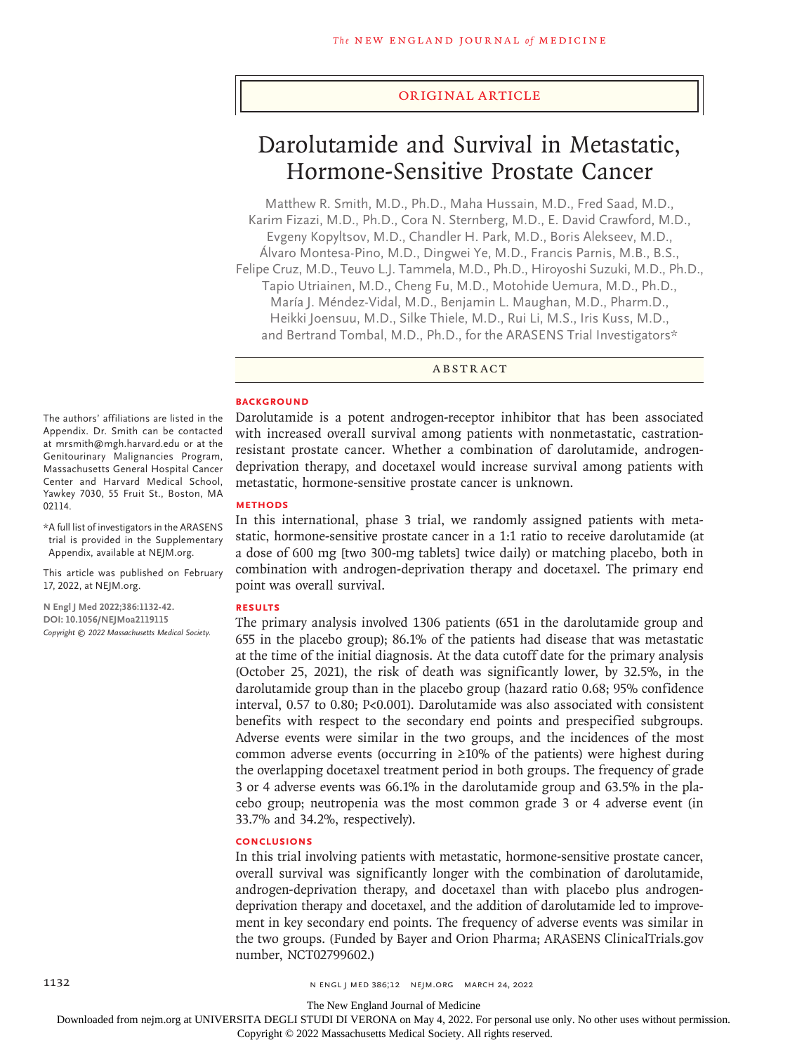Original Article

# Darolutamide and Survival in Metastatic, Hormone-Sensitive Prostate Cancer

Matthew R. Smith, M.D., Ph.D., Maha Hussain, M.D., Fred Saad, M.D., Karim Fizazi, M.D., Ph.D., Cora N. Sternberg, M.D., E. David Crawford, M.D., Evgeny Kopyltsov, M.D., Chandler H. Park, M.D., Boris Alekseev, M.D., Álvaro Montesa-Pino, M.D., Dingwei Ye, M.D., Francis Parnis, M.B., B.S., Felipe Cruz, M.D., Teuvo L.J. Tammela, M.D., Ph.D., Hiroyoshi Suzuki, M.D., Ph.D., Tapio Utriainen, M.D., Cheng Fu, M.D., Motohide Uemura, M.D., Ph.D., María J. Méndez-Vidal, M.D., Benjamin L. Maughan, M.D., Pharm.D., Heikki Joensuu, M.D., Silke Thiele, M.D., Rui Li, M.S., Iris Kuss, M.D., and Bertrand Tombal, M.D., Ph.D., for the ARASENS Trial Investigators*

## Abstract

### Background

Darolutamide is a potent androgen-receptor inhibitor that has been associated with increased overall survival among patients with nonmetastatic, castration-resistant prostate cancer. Whether a combination of darolutamide, androgen-deprivation therapy, and docetaxel would increase survival among patients with metastatic, hormone-sensitive prostate cancer is unknown.

### Methods

In this international, phase 3 trial, we randomly assigned patients with metastatic, hormone-sensitive prostate cancer in a 1:1 ratio to receive darolutamide (at a dose of 600 mg [two 300-mg tablets] twice daily) or matching placebo, both in combination with androgen-deprivation therapy and docetaxel. The primary end point was overall survival.

### Results

The primary analysis involved 1306 patients (651 in the darolutamide group and 655 in the placebo group); 86.1% of the patients had disease that was metastatic at the time of the initial diagnosis. At the data cutoff date for the primary analysis (October 25, 2021), the risk of death was significantly lower, by 32.5%, in the darolutamide group than in the placebo group (hazard ratio 0.68; 95% confidence interval, 0.57 to 0.80; $P<0.001$). Darolutamide was also associated with consistent benefits with respect to the secondary end points and prespecified subgroups. Adverse events were similar in the two groups, and the incidences of the most common adverse events (occurring in ≥10% of the patients) were highest during the overlapping docetaxel treatment period in both groups. The frequency of grade 3 or 4 adverse events was 66.1% in the darolutamide group and 63.5% in the placebo group; neutropenia was the most common grade 3 or 4 adverse event (in 33.7% and 34.2%, respectively).

### Conclusions

In this trial involving patients with metastatic, hormone-sensitive prostate cancer, overall survival was significantly longer with the combination of darolutamide, androgen-deprivation therapy, and docetaxel than with placebo plus androgen-deprivation therapy and docetaxel, and the addition of darolutamide led to improvement in key secondary end points. The frequency of adverse events was similar in the two groups. (Funded by Bayer and Orion Pharma; ARASENS ClinicalTrials.gov number, NCT02799602.)

The authors' affiliations are listed in the Appendix. Dr. Smith can be contacted at mrsmith@mgh.harvard.edu or at the Genitourinary Malignancies Program, Massachusetts General Hospital Cancer Center and Harvard Medical School, Yawkey 7030, 55 Fruit St., Boston, MA 02114.

*A full list of investigators in the ARASENS trial is provided in the Supplementary Appendix, available at NEJM.org.

This article was published on February 17, 2022, at NEJM.org.

**N Engl J Med 2022;386:1132-42.**
**DOI: 10.1056/NEJMoa2119115**
*Copyright © 2022 Massachusetts Medical Society.*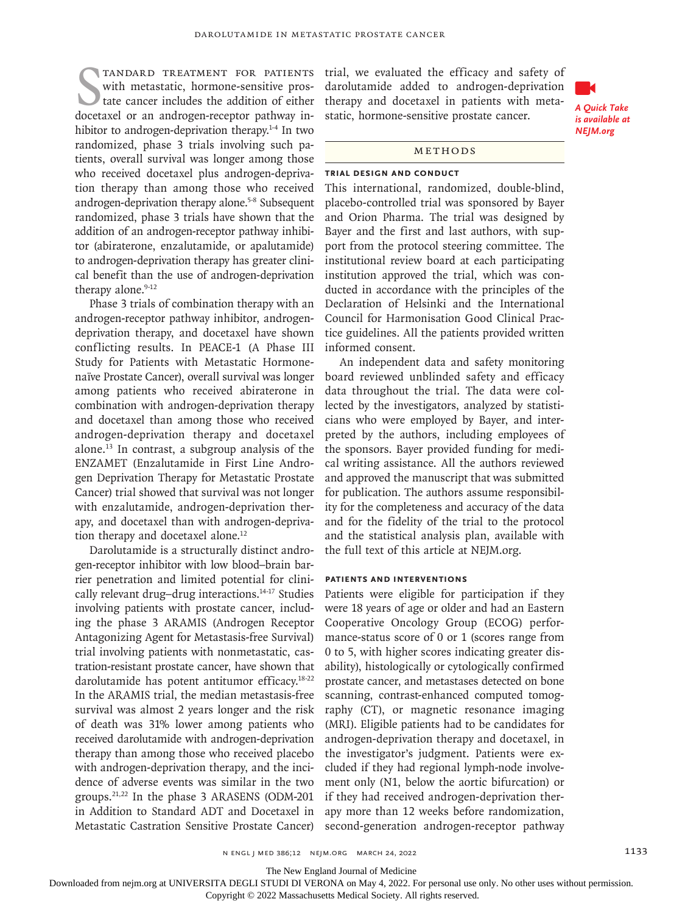Standard treatment for patients with metastatic, hormone-sensitive prostate cancer includes the addition of either docetaxel or an androgen-receptor pathway inhibitor to androgen-deprivation therapy.[1-4] In two randomized, phase 3 trials involving such patients, overall survival was longer among those who received docetaxel plus androgen-deprivation therapy than among those who received androgen-deprivation therapy alone.[5-8] Subsequent randomized, phase 3 trials have shown that the addition of an androgen-receptor pathway inhibitor (abiraterone, enzalutamide, or apalutamide) to androgen-deprivation therapy has greater clinical benefit than the use of androgen-deprivation therapy alone.[9-12]

Phase 3 trials of combination therapy with an androgen-receptor pathway inhibitor, androgen-deprivation therapy, and docetaxel have shown conflicting results. In PEACE-1 (A Phase III Study for Patients with Metastatic Hormone-naïve Prostate Cancer), overall survival was longer among patients who received abiraterone in combination with androgen-deprivation therapy and docetaxel than among those who received androgen-deprivation therapy and docetaxel alone.[13] In contrast, a subgroup analysis of the ENZAMET (Enzalutamide in First Line Androgen Deprivation Therapy for Metastatic Prostate Cancer) trial showed that survival was not longer with enzalutamide, androgen-deprivation therapy, and docetaxel than with androgen-deprivation therapy and docetaxel alone.[12]

Darolutamide is a structurally distinct androgen-receptor inhibitor with low blood–brain barrier penetration and limited potential for clinically relevant drug–drug interactions.[14-17] Studies involving patients with prostate cancer, including the phase 3 ARAMIS (Androgen Receptor Antagonizing Agent for Metastasis-free Survival) trial involving patients with nonmetastatic, castration-resistant prostate cancer, have shown that darolutamide has potent antitumor efficacy.[18-22] In the ARAMIS trial, the median metastasis-free survival was almost 2 years longer and the risk of death was 31% lower among patients who received darolutamide with androgen-deprivation therapy than among those who received placebo with androgen-deprivation therapy, and the incidence of adverse events was similar in the two groups.[21,22] In the phase 3 ARASENS (ODM-201 in Addition to Standard ADT and Docetaxel in Metastatic Castration Sensitive Prostate Cancer) trial, we evaluated the efficacy and safety of darolutamide added to androgen-deprivation therapy and docetaxel in patients with metastatic, hormone-sensitive prostate cancer.

*A Quick Take is available at NEJM.org*

## Methods

### Trial Design and Conduct

This international, randomized, double-blind, placebo-controlled trial was sponsored by Bayer and Orion Pharma. The trial was designed by Bayer and the first and last authors, with support from the protocol steering committee. The institutional review board at each participating institution approved the trial, which was conducted in accordance with the principles of the Declaration of Helsinki and the International Council for Harmonisation Good Clinical Practice guidelines. All the patients provided written informed consent.

An independent data and safety monitoring board reviewed unblinded safety and efficacy data throughout the trial. The data were collected by the investigators, analyzed by statisticians who were employed by Bayer, and interpreted by the authors, including employees of the sponsors. Bayer provided funding for medical writing assistance. All the authors reviewed and approved the manuscript that was submitted for publication. The authors assume responsibility for the completeness and accuracy of the data and for the fidelity of the trial to the protocol and the statistical analysis plan, available with the full text of this article at NEJM.org.

### Patients and Interventions

Patients were eligible for participation if they were 18 years of age or older and had an Eastern Cooperative Oncology Group (ECOG) performance-status score of 0 or 1 (scores range from 0 to 5, with higher scores indicating greater disability), histologically or cytologically confirmed prostate cancer, and metastases detected on bone scanning, contrast-enhanced computed tomography (CT), or magnetic resonance imaging (MRI). Eligible patients had to be candidates for androgen-deprivation therapy and docetaxel, in the investigator's judgment. Patients were excluded if they had regional lymph-node involvement only (N1, below the aortic bifurcation) or if they had received androgen-deprivation therapy more than 12 weeks before randomization, second-generation androgen-receptor pathway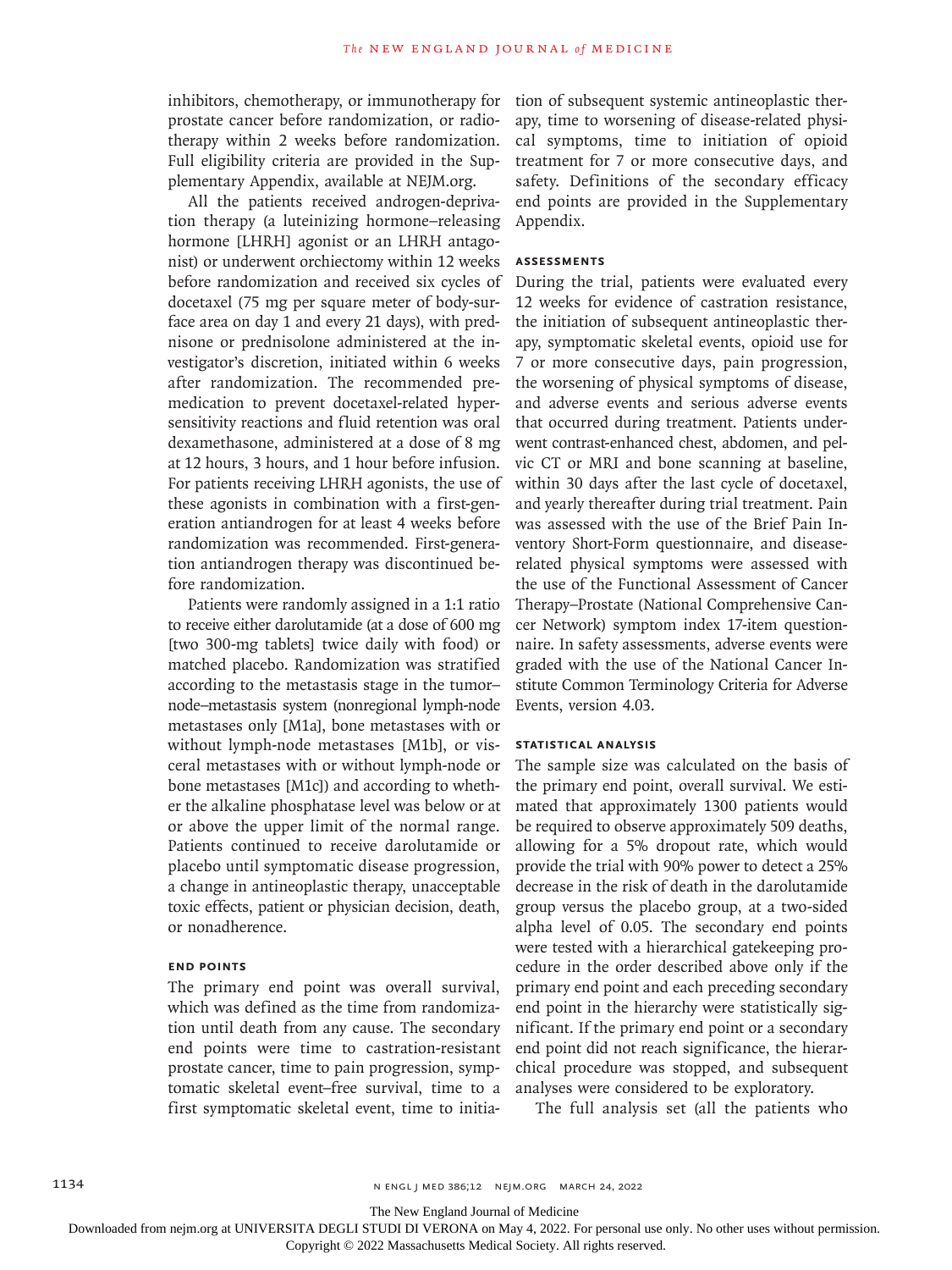inhibitors, chemotherapy, or immunotherapy for prostate cancer before randomization, or radiotherapy within 2 weeks before randomization. Full eligibility criteria are provided in the Supplementary Appendix, available at NEJM.org.

All the patients received androgen-deprivation therapy (a luteinizing hormone–releasing hormone [LHRH] agonist or an LHRH antagonist) or underwent orchiectomy within 12 weeks before randomization and received six cycles of docetaxel (75 mg per square meter of body-surface area on day 1 and every 21 days), with prednisone or prednisolone administered at the investigator's discretion, initiated within 6 weeks after randomization. The recommended premedication to prevent docetaxel-related hypersensitivity reactions and fluid retention was oral dexamethasone, administered at a dose of 8 mg at 12 hours, 3 hours, and 1 hour before infusion. For patients receiving LHRH agonists, the use of these agonists in combination with a first-generation antiandrogen for at least 4 weeks before randomization was recommended. First-generation antiandrogen therapy was discontinued before randomization.

Patients were randomly assigned in a 1:1 ratio to receive either darolutamide (at a dose of 600 mg [two 300-mg tablets] twice daily with food) or matched placebo. Randomization was stratified according to the metastasis stage in the tumor–node–metastasis system (nonregional lymph-node metastases only [M1a], bone metastases with or without lymph-node metastases [M1b], or visceral metastases with or without lymph-node or bone metastases [M1c]) and according to whether the alkaline phosphatase level was below or at or above the upper limit of the normal range. Patients continued to receive darolutamide or placebo until symptomatic disease progression, a change in antineoplastic therapy, unacceptable toxic effects, patient or physician decision, death, or nonadherence.

### End Points

The primary end point was overall survival, which was defined as the time from randomization until death from any cause. The secondary end points were time to castration-resistant prostate cancer, time to pain progression, symptomatic skeletal event–free survival, time to a first symptomatic skeletal event, time to initiation of subsequent systemic antineoplastic therapy, time to worsening of disease-related physical symptoms, time to initiation of opioid treatment for 7 or more consecutive days, and safety. Definitions of the secondary efficacy end points are provided in the Supplementary Appendix.

### Assessments

During the trial, patients were evaluated every 12 weeks for evidence of castration resistance, the initiation of subsequent antineoplastic therapy, symptomatic skeletal events, opioid use for 7 or more consecutive days, pain progression, the worsening of physical symptoms of disease, and adverse events and serious adverse events that occurred during treatment. Patients underwent contrast-enhanced chest, abdomen, and pelvic CT or MRI and bone scanning at baseline, within 30 days after the last cycle of docetaxel, and yearly thereafter during trial treatment. Pain was assessed with the use of the Brief Pain Inventory Short-Form questionnaire, and disease-related physical symptoms were assessed with the use of the Functional Assessment of Cancer Therapy–Prostate (National Comprehensive Cancer Network) symptom index 17-item questionnaire. In safety assessments, adverse events were graded with the use of the National Cancer Institute Common Terminology Criteria for Adverse Events, version 4.03.

### Statistical Analysis

The sample size was calculated on the basis of the primary end point, overall survival. We estimated that approximately 1300 patients would be required to observe approximately 509 deaths, allowing for a 5% dropout rate, which would provide the trial with 90% power to detect a 25% decrease in the risk of death in the darolutamide group versus the placebo group, at a two-sided alpha level of 0.05. The secondary end points were tested with a hierarchical gatekeeping procedure in the order described above only if the primary end point and each preceding secondary end point in the hierarchy were statistically significant. If the primary end point or a secondary end point did not reach significance, the hierarchical procedure was stopped, and subsequent analyses were considered to be exploratory.

The full analysis set (all the patients who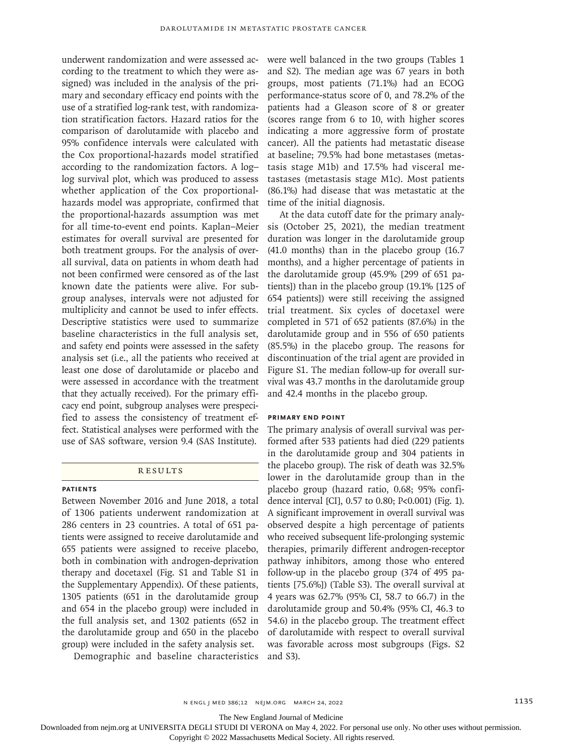underwent randomization and were assessed according to the treatment to which they were assigned) was included in the analysis of the primary and secondary efficacy end points with the use of a stratified log-rank test, with randomization stratification factors. Hazard ratios for the comparison of darolutamide with placebo and 95% confidence intervals were calculated with the Cox proportional-hazards model stratified according to the randomization factors. A log–log survival plot, which was produced to assess whether application of the Cox proportional-hazards model was appropriate, confirmed that the proportional-hazards assumption was met for all time-to-event end points. Kaplan–Meier estimates for overall survival are presented for both treatment groups. For the analysis of overall survival, data on patients in whom death had not been confirmed were censored as of the last known date the patients were alive. For subgroup analyses, intervals were not adjusted for multiplicity and cannot be used to infer effects. Descriptive statistics were used to summarize baseline characteristics in the full analysis set, and safety end points were assessed in the safety analysis set (i.e., all the patients who received at least one dose of darolutamide or placebo and were assessed in accordance with the treatment that they actually received). For the primary efficacy end point, subgroup analyses were prespecified to assess the consistency of treatment effect. Statistical analyses were performed with the use of SAS software, version 9.4 (SAS Institute).

## Results

### Patients

Between November 2016 and June 2018, a total of 1306 patients underwent randomization at 286 centers in 23 countries. A total of 651 patients were assigned to receive darolutamide and 655 patients were assigned to receive placebo, both in combination with androgen-deprivation therapy and docetaxel (Fig. S1 and Table S1 in the Supplementary Appendix). Of these patients, 1305 patients (651 in the darolutamide group and 654 in the placebo group) were included in the full analysis set, and 1302 patients (652 in the darolutamide group and 650 in the placebo group) were included in the safety analysis set.

Demographic and baseline characteristics were well balanced in the two groups (Tables 1 and S2). The median age was 67 years in both groups, most patients (71.1%) had an ECOG performance-status score of 0, and 78.2% of the patients had a Gleason score of 8 or greater (scores range from 6 to 10, with higher scores indicating a more aggressive form of prostate cancer). All the patients had metastatic disease at baseline; 79.5% had bone metastases (metastasis stage M1b) and 17.5% had visceral metastases (metastasis stage M1c). Most patients (86.1%) had disease that was metastatic at the time of the initial diagnosis.

At the data cutoff date for the primary analysis (October 25, 2021), the median treatment duration was longer in the darolutamide group (41.0 months) than in the placebo group (16.7 months), and a higher percentage of patients in the darolutamide group (45.9% [299 of 651 patients]) than in the placebo group (19.1% [125 of 654 patients]) were still receiving the assigned trial treatment. Six cycles of docetaxel were completed in 571 of 652 patients (87.6%) in the darolutamide group and in 556 of 650 patients (85.5%) in the placebo group. The reasons for discontinuation of the trial agent are provided in Figure S1. The median follow-up for overall survival was 43.7 months in the darolutamide group and 42.4 months in the placebo group.

### Primary End Point

The primary analysis of overall survival was performed after 533 patients had died (229 patients in the darolutamide group and 304 patients in the placebo group). The risk of death was 32.5% lower in the darolutamide group than in the placebo group (hazard ratio, 0.68; 95% confidence interval [CI], 0.57 to 0.80; $P<0.001$) (Fig. 1). A significant improvement in overall survival was observed despite a high percentage of patients who received subsequent life-prolonging systemic therapies, primarily different androgen-receptor pathway inhibitors, among those who entered follow-up in the placebo group (374 of 495 patients [75.6%]) (Table S3). The overall survival at 4 years was 62.7% (95% CI, 58.7 to 66.7) in the darolutamide group and 50.4% (95% CI, 46.3 to 54.6) in the placebo group. The treatment effect of darolutamide with respect to overall survival was favorable across most subgroups (Figs. S2 and S3).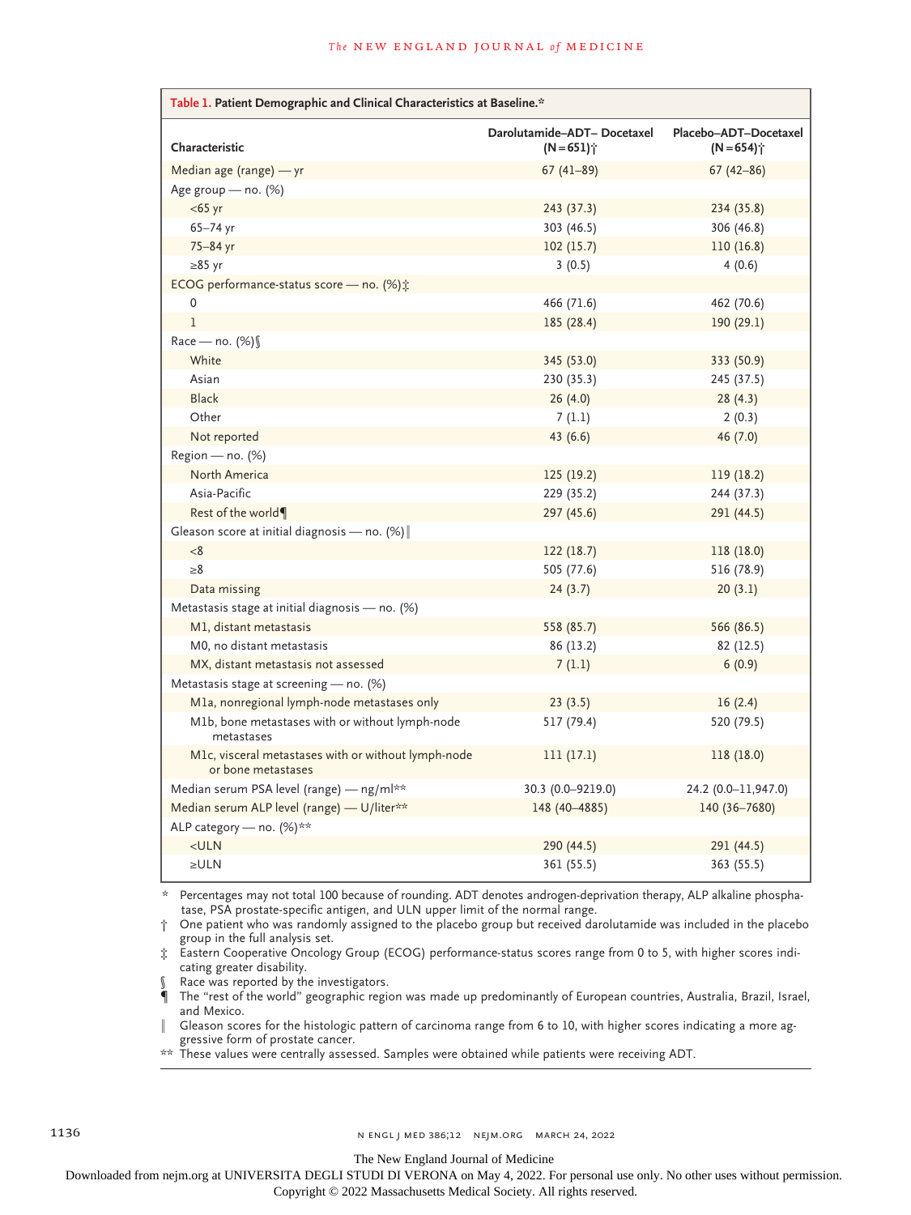**Table 1. Patient Demographic and Clinical Characteristics at Baseline.***

| Characteristic | Darolutamide–ADT–Docetaxel (N=651)† | Placebo–ADT–Docetaxel (N=654)† |
|---|---|---|
| Median age (range) — yr | 67 (41–89) | 67 (42–86) |
| Age group — no. (%) | | |
| <65 yr | 243 (37.3) | 234 (35.8) |
| 65–74 yr | 303 (46.5) | 306 (46.8) |
| 75–84 yr | 102 (15.7) | 110 (16.8) |
| ≥85 yr | 3 (0.5) | 4 (0.6) |
| ECOG performance-status score — no. (%)‡ | | |
| 0 | 466 (71.6) | 462 (70.6) |
| 1 | 185 (28.4) | 190 (29.1) |
| Race — no. (%)§ | | |
| White | 345 (53.0) | 333 (50.9) |
| Asian | 230 (35.3) | 245 (37.5) |
| Black | 26 (4.0) | 28 (4.3) |
| Other | 7 (1.1) | 2 (0.3) |
| Not reported | 43 (6.6) | 46 (7.0) |
| Region — no. (%) | | |
| North America | 125 (19.2) | 119 (18.2) |
| Asia-Pacific | 229 (35.2) | 244 (37.3) |
| Rest of the world¶ | 297 (45.6) | 291 (44.5) |
| Gleason score at initial diagnosis — no. (%)‖ | | |
| <8 | 122 (18.7) | 118 (18.0) |
| ≥8 | 505 (77.6) | 516 (78.9) |
| Data missing | 24 (3.7) | 20 (3.1) |
| Metastasis stage at initial diagnosis — no. (%) | | |
| M1, distant metastasis | 558 (85.7) | 566 (86.5) |
| M0, no distant metastasis | 86 (13.2) | 82 (12.5) |
| MX, distant metastasis not assessed | 7 (1.1) | 6 (0.9) |
| Metastasis stage at screening — no. (%) | | |
| M1a, nonregional lymph-node metastases only | 23 (3.5) | 16 (2.4) |
| M1b, bone metastases with or without lymph-node metastases | 517 (79.4) | 520 (79.5) |
| M1c, visceral metastases with or without lymph-node or bone metastases | 111 (17.1) | 118 (18.0) |
| Median serum PSA level (range) — ng/ml** | 30.3 (0.0–9219.0) | 24.2 (0.0–11,947.0) |
| Median serum ALP level (range) — U/liter** | 148 (40–4885) | 140 (36–7680) |
| ALP category — no. (%)** | | |
| <ULN | 290 (44.5) | 291 (44.5) |
| ≥ULN | 361 (55.5) | 363 (55.5) |

\* Percentages may not total 100 because of rounding. ADT denotes androgen-deprivation therapy, ALP alkaline phosphatase, PSA prostate-specific antigen, and ULN upper limit of the normal range.

† One patient who was randomly assigned to the placebo group but received darolutamide was included in the placebo group in the full analysis set.

‡ Eastern Cooperative Oncology Group (ECOG) performance-status scores range from 0 to 5, with higher scores indicating greater disability.

§ Race was reported by the investigators.

¶ The "rest of the world" geographic region was made up predominantly of European countries, Australia, Brazil, Israel, and Mexico.

‖ Gleason scores for the histologic pattern of carcinoma range from 6 to 10, with higher scores indicating a more aggressive form of prostate cancer.

** These values were centrally assessed. Samples were obtained while patients were receiving ADT.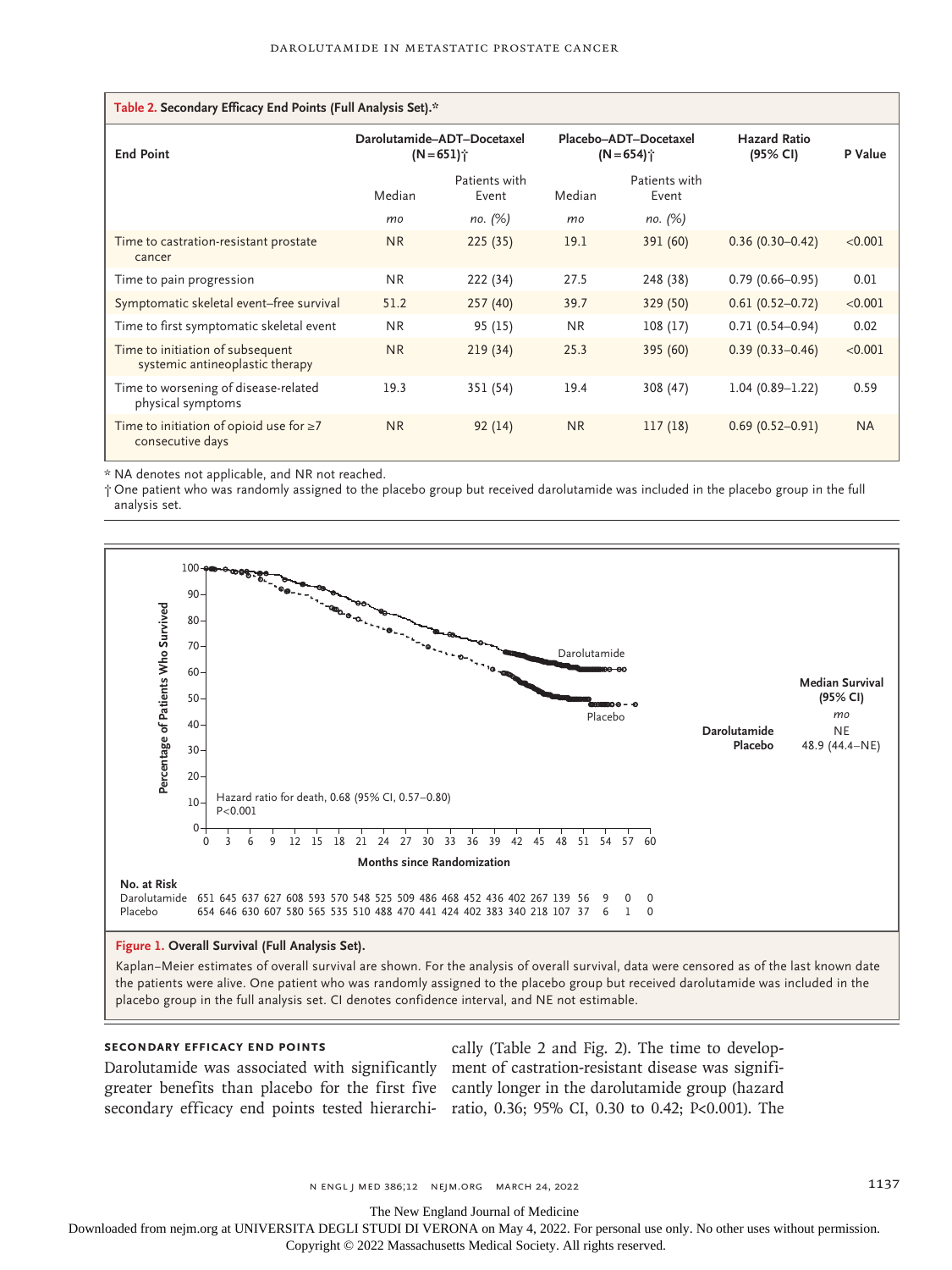**Table 2. Secondary Efficacy End Points (Full Analysis Set).***

| End Point | Darolutamide–ADT–Docetaxel (N=651)† | | Placebo–ADT–Docetaxel (N=654)† | | Hazard Ratio (95% CI) | P Value |
|---|---|---|---|---|---|---|
| | Median | Patients with Event | Median | Patients with Event | | |
| | *mo* | *no. (%)* | *mo* | *no. (%)* | | |
| Time to castration-resistant prostate cancer | NR | 225 (35) | 19.1 | 391 (60) | 0.36 (0.30–0.42) | <0.001 |
| Time to pain progression | NR | 222 (34) | 27.5 | 248 (38) | 0.79 (0.66–0.95) | 0.01 |
| Symptomatic skeletal event–free survival | 51.2 | 257 (40) | 39.7 | 329 (50) | 0.61 (0.52–0.72) | <0.001 |
| Time to first symptomatic skeletal event | NR | 95 (15) | NR | 108 (17) | 0.71 (0.54–0.94) | 0.02 |
| Time to initiation of subsequent systemic antineoplastic therapy | NR | 219 (34) | 25.3 | 395 (60) | 0.39 (0.33–0.46) | <0.001 |
| Time to worsening of disease-related physical symptoms | 19.3 | 351 (54) | 19.4 | 308 (47) | 1.04 (0.89–1.22) | 0.59 |
| Time to initiation of opioid use for ≥7 consecutive days | NR | 92 (14) | NR | 117 (18) | 0.69 (0.52–0.91) | NA |

\* NA denotes not applicable, and NR not reached.

† One patient who was randomly assigned to the placebo group but received darolutamide was included in the placebo group in the full analysis set.

Percentage of Patients Who Survived

100
90
80
70
60
50
40
30
20
10
0

Darolutamide

Placebo

Hazard ratio for death, 0.68 (95% CI, 0.57–0.80)
P<0.001

0 3 6 9 12 15 18 21 24 27 30 33 36 39 42 45 48 51 54 57 60

Months since Randomization

Median Survival (95% CI)
*mo*
Darolutamide NE
Placebo 48.9 (44.4–NE)

No. at Risk
Darolutamide 651 645 637 627 608 593 570 548 525 509 486 468 452 436 402 267 139 56 9 0 0
Placebo 654 646 630 607 580 565 535 510 488 470 441 424 402 383 340 218 107 37 6 1 0

**Figure 1. Overall Survival (Full Analysis Set).**

Kaplan–Meier estimates of overall survival are shown. For the analysis of overall survival, data were censored as of the last known date the patients were alive. One patient who was randomly assigned to the placebo group but received darolutamide was included in the placebo group in the full analysis set. CI denotes confidence interval, and NE not estimable.

### Secondary Efficacy End Points

Darolutamide was associated with significantly greater benefits than placebo for the first five secondary efficacy end points tested hierarchically (Table 2 and Fig. 2). The time to development of castration-resistant disease was significantly longer in the darolutamide group (hazard ratio, 0.36; 95% CI, 0.30 to 0.42; P<0.001). The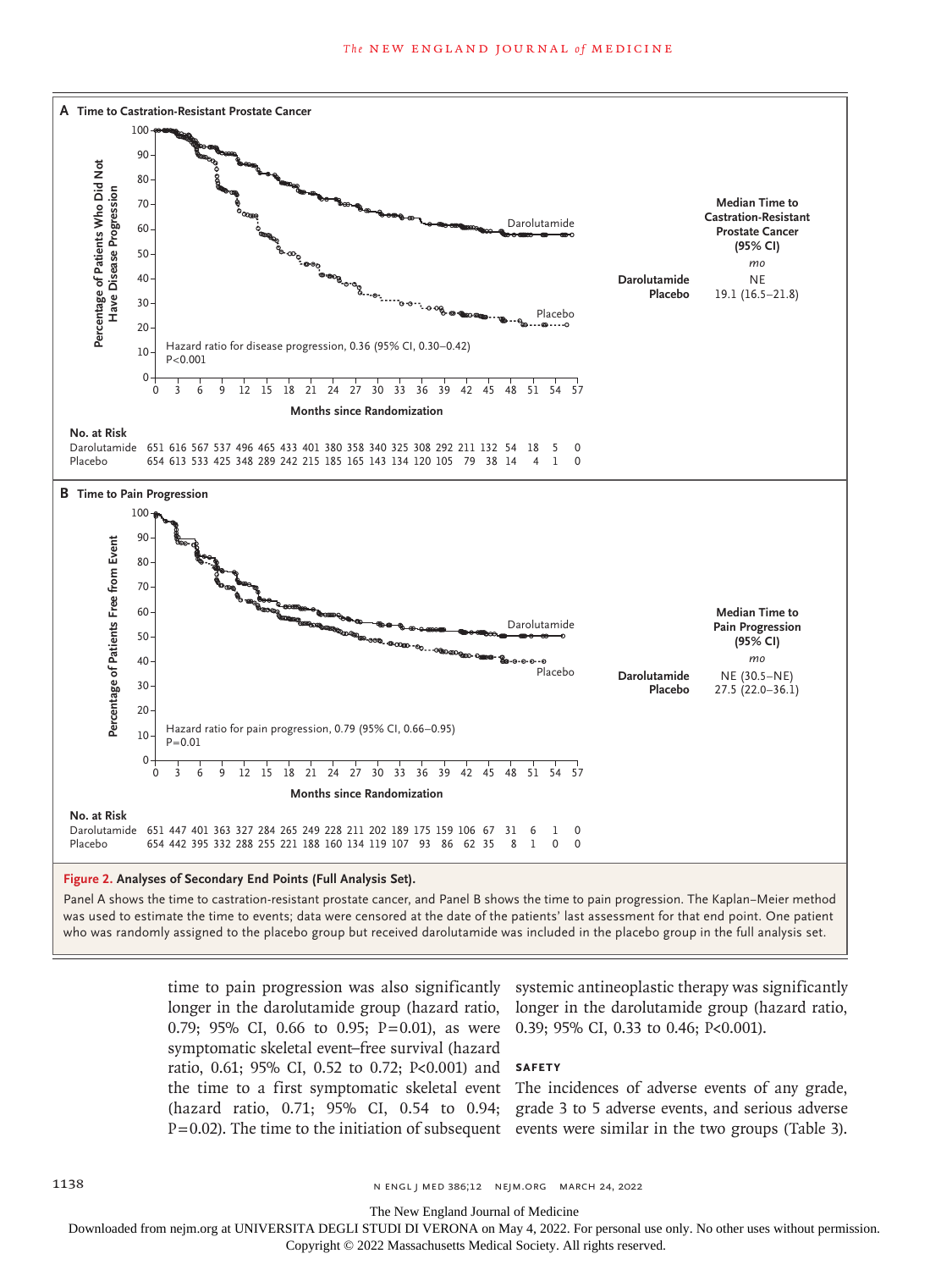**A Time to Castration-Resistant Prostate Cancer**

Percentage of Patients Who Did Not Have Disease Progression

Darolutamide

Placebo

Hazard ratio for disease progression, 0.36 (95% CI, 0.30–0.42)
P<0.001

Months since Randomization

0 3 6 9 12 15 18 21 24 27 30 33 36 39 42 45 48 51 54 57

Median Time to Castration-Resistant Prostate Cancer (95% CI)
*mo*
Darolutamide NE
Placebo 19.1 (16.5–21.8)

No. at Risk
Darolutamide 651 616 567 537 496 465 433 401 380 358 340 325 308 292 211 132 54 18 5 0
Placebo 654 613 533 425 348 289 242 215 185 165 143 134 120 105 79 38 14 4 1 0

**B Time to Pain Progression**

Percentage of Patients Free from Event

Darolutamide

Placebo

Hazard ratio for pain progression, 0.79 (95% CI, 0.66–0.95)
P=0.01

Months since Randomization

0 3 6 9 12 15 18 21 24 27 30 33 36 39 42 45 48 51 54 57

Median Time to Pain Progression (95% CI)
*mo*
Darolutamide NE (30.5–NE)
Placebo 27.5 (22.0–36.1)

No. at Risk
Darolutamide 651 447 401 363 327 284 265 249 228 211 202 189 175 159 106 67 31 6 1 0
Placebo 654 442 395 332 288 255 221 188 160 134 119 107 93 86 62 35 8 1 0 0

**Figure 2. Analyses of Secondary End Points (Full Analysis Set).**

Panel A shows the time to castration-resistant prostate cancer, and Panel B shows the time to pain progression. The Kaplan–Meier method was used to estimate the time to events; data were censored at the date of the patients' last assessment for that end point. One patient who was randomly assigned to the placebo group but received darolutamide was included in the placebo group in the full analysis set.

time to pain progression was also significantly longer in the darolutamide group (hazard ratio, 0.79; 95% CI, 0.66 to 0.95; P=0.01), as were symptomatic skeletal event–free survival (hazard ratio, 0.61; 95% CI, 0.52 to 0.72; P<0.001) and the time to a first symptomatic skeletal event (hazard ratio, 0.71; 95% CI, 0.54 to 0.94; P=0.02). The time to the initiation of subsequent systemic antineoplastic therapy was significantly longer in the darolutamide group (hazard ratio, 0.39; 95% CI, 0.33 to 0.46; P<0.001).

### SAFETY

The incidences of adverse events of any grade, grade 3 to 5 adverse events, and serious adverse events were similar in the two groups (Table 3).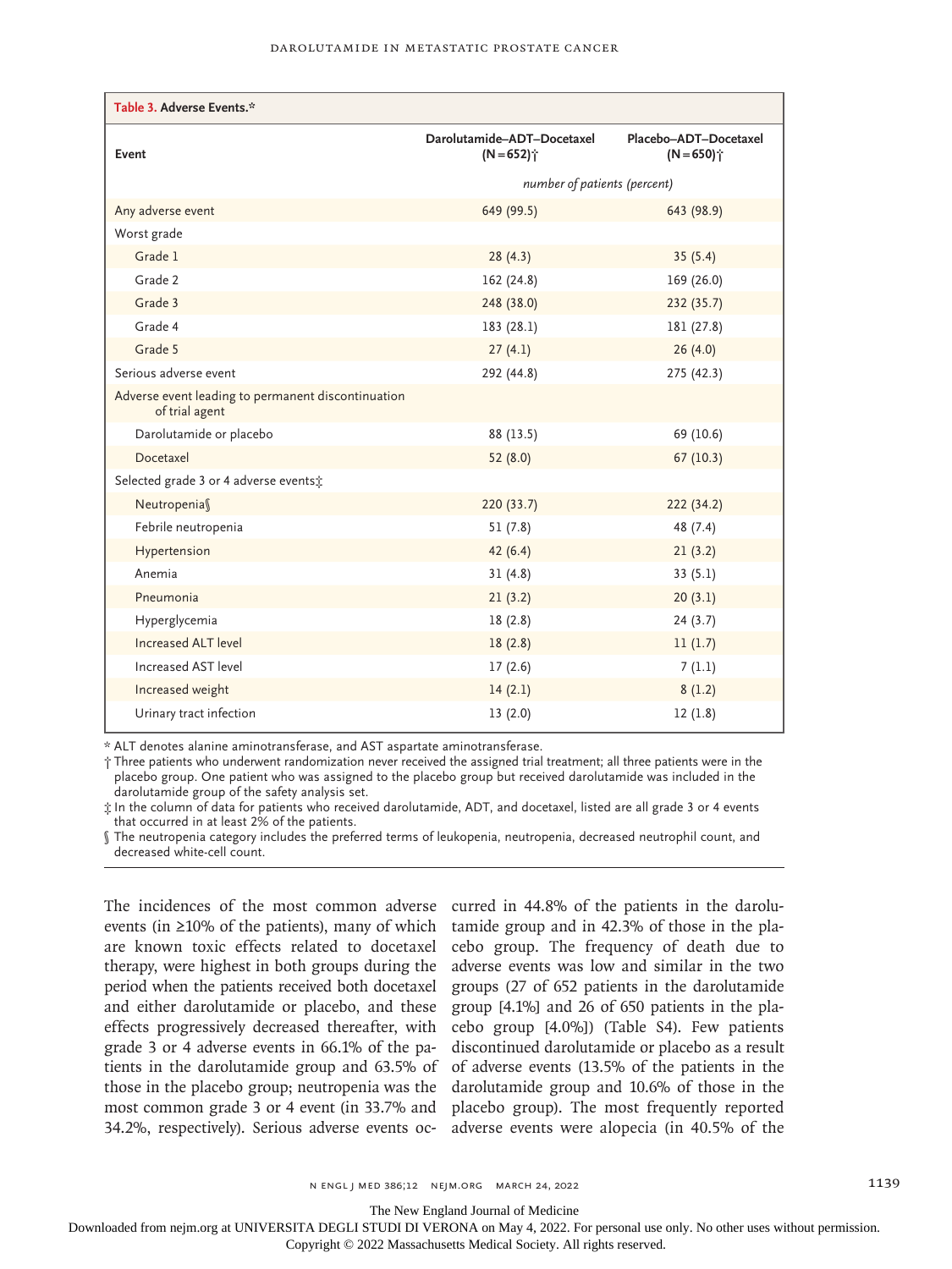**Table 3. Adverse Events.***

| Event | Darolutamide–ADT–Docetaxel (N=652)† | Placebo–ADT–Docetaxel (N=650)† |
|---|---|---|
| | *number of patients (percent)* | |
| Any adverse event | 649 (99.5) | 643 (98.9) |
| Worst grade | | |
| Grade 1 | 28 (4.3) | 35 (5.4) |
| Grade 2 | 162 (24.8) | 169 (26.0) |
| Grade 3 | 248 (38.0) | 232 (35.7) |
| Grade 4 | 183 (28.1) | 181 (27.8) |
| Grade 5 | 27 (4.1) | 26 (4.0) |
| Serious adverse event | 292 (44.8) | 275 (42.3) |
| Adverse event leading to permanent discontinuation of trial agent | | |
| Darolutamide or placebo | 88 (13.5) | 69 (10.6) |
| Docetaxel | 52 (8.0) | 67 (10.3) |
| Selected grade 3 or 4 adverse events‡ | | |
| Neutropenia§ | 220 (33.7) | 222 (34.2) |
| Febrile neutropenia | 51 (7.8) | 48 (7.4) |
| Hypertension | 42 (6.4) | 21 (3.2) |
| Anemia | 31 (4.8) | 33 (5.1) |
| Pneumonia | 21 (3.2) | 20 (3.1) |
| Hyperglycemia | 18 (2.8) | 24 (3.7) |
| Increased ALT level | 18 (2.8) | 11 (1.7) |
| Increased AST level | 17 (2.6) | 7 (1.1) |
| Increased weight | 14 (2.1) | 8 (1.2) |
| Urinary tract infection | 13 (2.0) | 12 (1.8) |

* ALT denotes alanine aminotransferase, and AST aspartate aminotransferase.

† Three patients who underwent randomization never received the assigned trial treatment; all three patients were in the placebo group. One patient who was assigned to the placebo group but received darolutamide was included in the darolutamide group of the safety analysis set.

‡ In the column of data for patients who received darolutamide, ADT, and docetaxel, listed are all grade 3 or 4 events that occurred in at least 2% of the patients.

§ The neutropenia category includes the preferred terms of leukopenia, neutropenia, decreased neutrophil count, and decreased white-cell count.

The incidences of the most common adverse events (in ≥10% of the patients), many of which are known toxic effects related to docetaxel therapy, were highest in both groups during the period when the patients received both docetaxel and either darolutamide or placebo, and these effects progressively decreased thereafter, with grade 3 or 4 adverse events in 66.1% of the patients in the darolutamide group and 63.5% of those in the placebo group; neutropenia was the most common grade 3 or 4 event (in 33.7% and 34.2%, respectively). Serious adverse events occurred in 44.8% of the patients in the darolutamide group and in 42.3% of those in the placebo group. The frequency of death due to adverse events was low and similar in the two groups (27 of 652 patients in the darolutamide group [4.1%] and 26 of 650 patients in the placebo group [4.0%]) (Table S4). Few patients discontinued darolutamide or placebo as a result of adverse events (13.5% of the patients in the darolutamide group and 10.6% of those in the placebo group). The most frequently reported adverse events were alopecia (in 40.5% of the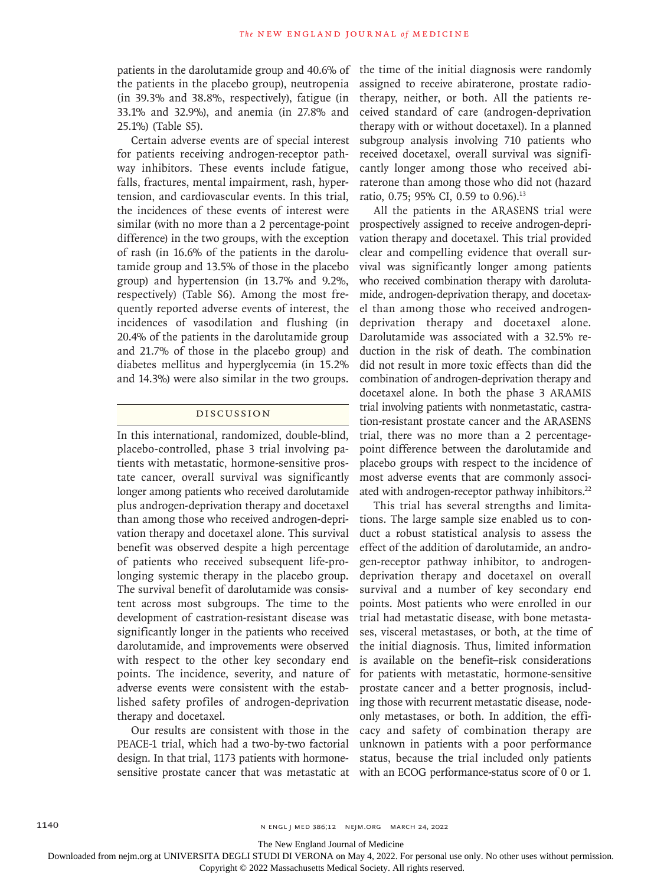patients in the darolutamide group and 40.6% of the patients in the placebo group), neutropenia (in 39.3% and 38.8%, respectively), fatigue (in 33.1% and 32.9%), and anemia (in 27.8% and 25.1%) (Table S5).

Certain adverse events are of special interest for patients receiving androgen-receptor pathway inhibitors. These events include fatigue, falls, fractures, mental impairment, rash, hypertension, and cardiovascular events. In this trial, the incidences of these events of interest were similar (with no more than a 2 percentage-point difference) in the two groups, with the exception of rash (in 16.6% of the patients in the darolutamide group and 13.5% of those in the placebo group) and hypertension (in 13.7% and 9.2%, respectively) (Table S6). Among the most frequently reported adverse events of interest, the incidences of vasodilation and flushing (in 20.4% of the patients in the darolutamide group and 21.7% of those in the placebo group) and diabetes mellitus and hyperglycemia (in 15.2% and 14.3%) were also similar in the two groups.

## Discussion

In this international, randomized, double-blind, placebo-controlled, phase 3 trial involving patients with metastatic, hormone-sensitive prostate cancer, overall survival was significantly longer among patients who received darolutamide plus androgen-deprivation therapy and docetaxel than among those who received androgen-deprivation therapy and docetaxel alone. This survival benefit was observed despite a high percentage of patients who received subsequent life-prolonging systemic therapy in the placebo group. The survival benefit of darolutamide was consistent across most subgroups. The time to the development of castration-resistant disease was significantly longer in the patients who received darolutamide, and improvements were observed with respect to the other key secondary end points. The incidence, severity, and nature of adverse events were consistent with the established safety profiles of androgen-deprivation therapy and docetaxel.

Our results are consistent with those in the PEACE-1 trial, which had a two-by-two factorial design. In that trial, 1173 patients with hormone-sensitive prostate cancer that was metastatic at the time of the initial diagnosis were randomly assigned to receive abiraterone, prostate radiotherapy, neither, or both. All the patients received standard of care (androgen-deprivation therapy with or without docetaxel). In a planned subgroup analysis involving 710 patients who received docetaxel, overall survival was significantly longer among those who received abiraterone than among those who did not (hazard ratio, 0.75; 95% CI, 0.59 to 0.96).[13]

All the patients in the ARASENS trial were prospectively assigned to receive androgen-deprivation therapy and docetaxel. This trial provided clear and compelling evidence that overall survival was significantly longer among patients who received combination therapy with darolutamide, androgen-deprivation therapy, and docetaxel than among those who received androgen-deprivation therapy and docetaxel alone. Darolutamide was associated with a 32.5% reduction in the risk of death. The combination did not result in more toxic effects than did the combination of androgen-deprivation therapy and docetaxel alone. In both the phase 3 ARAMIS trial involving patients with nonmetastatic, castration-resistant prostate cancer and the ARASENS trial, there was no more than a 2 percentage-point difference between the darolutamide and placebo groups with respect to the incidence of most adverse events that are commonly associated with androgen-receptor pathway inhibitors.[22]

This trial has several strengths and limitations. The large sample size enabled us to conduct a robust statistical analysis to assess the effect of the addition of darolutamide, an androgen-receptor pathway inhibitor, to androgen-deprivation therapy and docetaxel on overall survival and a number of key secondary end points. Most patients who were enrolled in our trial had metastatic disease, with bone metastases, visceral metastases, or both, at the time of the initial diagnosis. Thus, limited information is available on the benefit–risk considerations for patients with metastatic, hormone-sensitive prostate cancer and a better prognosis, including those with recurrent metastatic disease, node-only metastases, or both. In addition, the efficacy and safety of combination therapy are unknown in patients with a poor performance status, because the trial included only patients with an ECOG performance-status score of 0 or 1.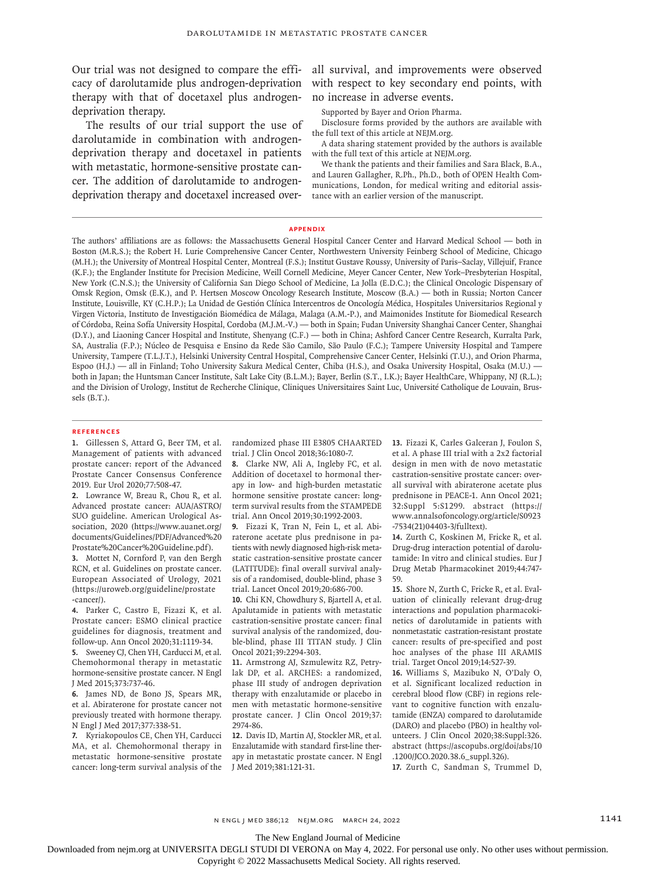Our trial was not designed to compare the efficacy of darolutamide plus androgen-deprivation therapy with that of docetaxel plus androgen-deprivation therapy.

The results of our trial support the use of darolutamide in combination with androgen-deprivation therapy and docetaxel in patients with metastatic, hormone-sensitive prostate cancer. The addition of darolutamide to androgen-deprivation therapy and docetaxel increased overall survival, and improvements were observed with respect to key secondary end points, with no increase in adverse events.

Supported by Bayer and Orion Pharma.

Disclosure forms provided by the authors are available with the full text of this article at NEJM.org.

A data sharing statement provided by the authors is available with the full text of this article at NEJM.org.

We thank the patients and their families and Sara Black, B.A., and Lauren Gallagher, R.Ph., Ph.D., both of OPEN Health Communications, London, for medical writing and editorial assistance with an earlier version of the manuscript.

## Appendix

The authors' affiliations are as follows: the Massachusetts General Hospital Cancer Center and Harvard Medical School — both in Boston (M.R.S.); the Robert H. Lurie Comprehensive Cancer Center, Northwestern University Feinberg School of Medicine, Chicago (M.H.); the University of Montreal Hospital Center, Montreal (F.S.); Institut Gustave Roussy, University of Paris–Saclay, Villejuif, France (K.F.); the Englander Institute for Precision Medicine, Weill Cornell Medicine, Meyer Cancer Center, New York–Presbyterian Hospital, New York (C.N.S.); the University of California San Diego School of Medicine, La Jolla (E.D.C.); the Clinical Oncologic Dispensary of Omsk Region, Omsk (E.K.), and P. Hertsen Moscow Oncology Research Institute, Moscow (B.A.) — both in Russia; Norton Cancer Institute, Louisville, KY (C.H.P.); La Unidad de Gestión Clínica Intercentros de Oncología Médica, Hospitales Universitarios Regional y Virgen Victoria, Instituto de Investigación Biomédica de Málaga, Malaga (A.M.-P.), and Maimonides Institute for Biomedical Research of Córdoba, Reina Sofía University Hospital, Cordoba (M.J.M.-V.) — both in Spain; Fudan University Shanghai Cancer Center, Shanghai (D.Y.), and Liaoning Cancer Hospital and Institute, Shenyang (C.F.) — both in China; Ashford Cancer Centre Research, Kurralta Park, SA, Australia (F.P.); Núcleo de Pesquisa e Ensino da Rede São Camilo, São Paulo (F.C.); Tampere University Hospital and Tampere University, Tampere (T.L.J.T.), Helsinki University Central Hospital, Comprehensive Cancer Center, Helsinki (T.U.), and Orion Pharma, Espoo (H.J.) — all in Finland; Toho University Sakura Medical Center, Chiba (H.S.), and Osaka University Hospital, Osaka (M.U.) — both in Japan; the Huntsman Cancer Institute, Salt Lake City (B.L.M.); Bayer, Berlin (S.T., I.K.); Bayer HealthCare, Whippany, NJ (R.L.); and the Division of Urology, Institut de Recherche Clinique, Cliniques Universitaires Saint Luc, Université Catholique de Louvain, Brussels (B.T.).

## References

1. Gillessen S, Attard G, Beer TM, et al. Management of patients with advanced prostate cancer: report of the Advanced Prostate Cancer Consensus Conference 2019. Eur Urol 2020;77:508-47.
2. Lowrance W, Breau R, Chou R, et al. Advanced prostate cancer: AUA/ASTRO/SUO guideline. American Urological Association, 2020 (https://www.auanet.org/documents/Guidelines/PDF/Advanced%20Prostate%20Cancer%20Guideline.pdf).
3. Mottet N, Cornford P, van den Bergh RCN, et al. Guidelines on prostate cancer. European Associated of Urology, 2021 (https://uroweb.org/guideline/prostate-cancer/).
4. Parker C, Castro E, Fizazi K, et al. Prostate cancer: ESMO clinical practice guidelines for diagnosis, treatment and follow-up. Ann Oncol 2020;31:1119-34.
5. Sweeney CJ, Chen YH, Carducci M, et al. Chemohormonal therapy in metastatic hormone-sensitive prostate cancer. N Engl J Med 2015;373:737-46.
6. James ND, de Bono JS, Spears MR, et al. Abiraterone for prostate cancer not previously treated with hormone therapy. N Engl J Med 2017;377:338-51.
7. Kyriakopoulos CE, Chen YH, Carducci MA, et al. Chemohormonal therapy in metastatic hormone-sensitive prostate cancer: long-term survival analysis of the randomized phase III E3805 CHAARTED trial. J Clin Oncol 2018;36:1080-7.
8. Clarke NW, Ali A, Ingleby FC, et al. Addition of docetaxel to hormonal therapy in low- and high-burden metastatic hormone sensitive prostate cancer: long-term survival results from the STAMPEDE trial. Ann Oncol 2019;30:1992-2003.
9. Fizazi K, Tran N, Fein L, et al. Abiraterone acetate plus prednisone in patients with newly diagnosed high-risk metastatic castration-sensitive prostate cancer (LATITUDE): final overall survival analysis of a randomised, double-blind, phase 3 trial. Lancet Oncol 2019;20:686-700.
10. Chi KN, Chowdhury S, Bjartell A, et al. Apalutamide in patients with metastatic castration-sensitive prostate cancer: final survival analysis of the randomized, double-blind, phase III TITAN study. J Clin Oncol 2021;39:2294-303.
11. Armstrong AJ, Szmulewitz RZ, Petrylak DP, et al. ARCHES: a randomized, phase III study of androgen deprivation therapy with enzalutamide or placebo in men with metastatic hormone-sensitive prostate cancer. J Clin Oncol 2019;37:2974-86.
12. Davis ID, Martin AJ, Stockler MR, et al. Enzalutamide with standard first-line therapy in metastatic prostate cancer. N Engl J Med 2019;381:121-31.
13. Fizazi K, Carles Galceran J, Foulon S, et al. A phase III trial with a 2x2 factorial design in men with de novo metastatic castration-sensitive prostate cancer: overall survival with abiraterone acetate plus prednisone in PEACE-1. Ann Oncol 2021;32:Suppl 5:S1299. abstract (https://www.annalsofoncology.org/article/S0923-7534(21)04403-3/fulltext).
14. Zurth C, Koskinen M, Fricke R, et al. Drug-drug interaction potential of darolutamide: In vitro and clinical studies. Eur J Drug Metab Pharmacokinet 2019;44:747-59.
15. Shore N, Zurth C, Fricke R, et al. Evaluation of clinically relevant drug-drug interactions and population pharmacokinetics of darolutamide in patients with nonmetastatic castration-resistant prostate cancer: results of pre-specified and post hoc analyses of the phase III ARAMIS trial. Target Oncol 2019;14:527-39.
16. Williams S, Mazibuko N, O'Daly O, et al. Significant localized reduction in cerebral blood flow (CBF) in regions relevant to cognitive function with enzalutamide (ENZA) compared to darolutamide (DARO) and placebo (PBO) in healthy volunteers. J Clin Oncol 2020;38:Suppl:326. abstract (https://ascopubs.org/doi/abs/10.1200/JCO.2020.38.6_suppl.326).
17. Zurth C, Sandman S, Trummel D,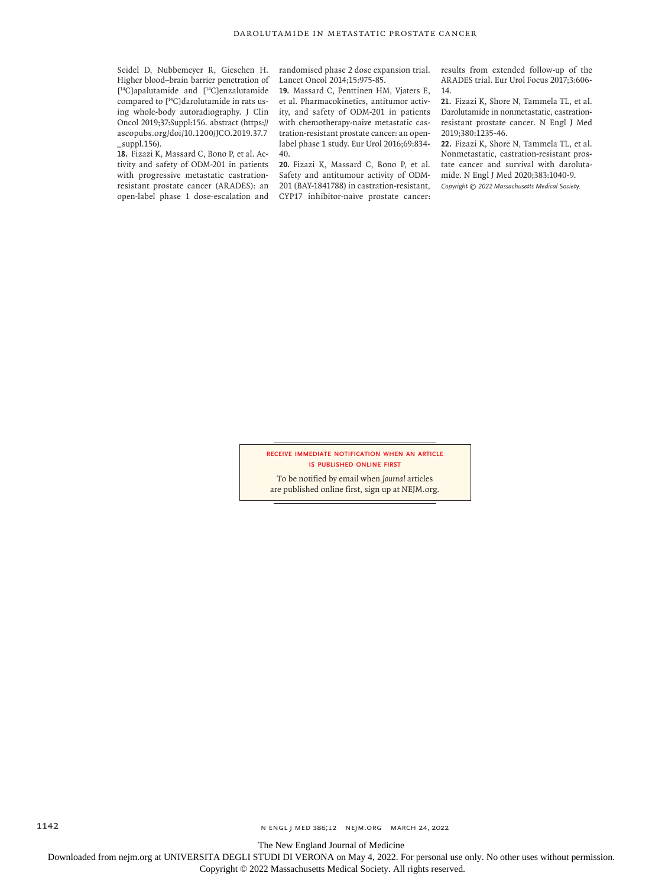Seidel D, Nubbemeyer R, Gieschen H. Higher blood–brain barrier penetration of [$^{14}$C]apalutamide and [$^{14}$C]enzalutamide compared to [$^{14}$C]darolutamide in rats using whole-body autoradiography. J Clin Oncol 2019;37:Suppl:156. abstract (https://ascopubs.org/doi/10.1200/JCO.2019.37.7_suppl.156).

**18.** Fizazi K, Massard C, Bono P, et al. Activity and safety of ODM-201 in patients with progressive metastatic castration-resistant prostate cancer (ARADES): an open-label phase 1 dose-escalation and randomised phase 2 dose expansion trial. Lancet Oncol 2014;15:975-85.

**19.** Massard C, Penttinen HM, Vjaters E, et al. Pharmacokinetics, antitumor activity, and safety of ODM-201 in patients with chemotherapy-naive metastatic castration-resistant prostate cancer: an open-label phase 1 study. Eur Urol 2016;69:834-40.

**20.** Fizazi K, Massard C, Bono P, et al. Safety and antitumour activity of ODM-201 (BAY-1841788) in castration-resistant, CYP17 inhibitor-naïve prostate cancer: results from extended follow-up of the ARADES trial. Eur Urol Focus 2017;3:606-14.

**21.** Fizazi K, Shore N, Tammela TL, et al. Darolutamide in nonmetastatic, castration-resistant prostate cancer. N Engl J Med 2019;380:1235-46.

**22.** Fizazi K, Shore N, Tammela TL, et al. Nonmetastatic, castration-resistant prostate cancer and survival with darolutamide. N Engl J Med 2020;383:1040-9.

*Copyright © 2022 Massachusetts Medical Society.*

RECEIVE IMMEDIATE NOTIFICATION WHEN AN ARTICLE IS PUBLISHED ONLINE FIRST

To be notified by email when *Journal* articles are published online first, sign up at NEJM.org.